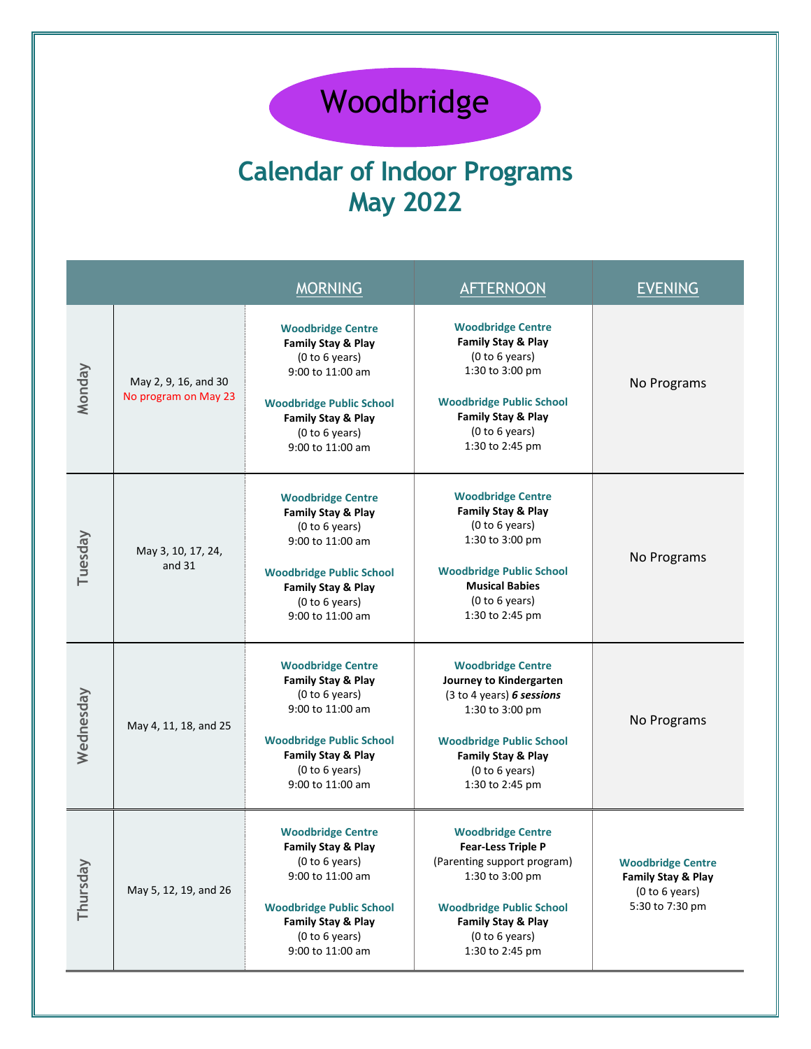# Woodbridge

## Calendar of Indoor Programs
## May 2022

| | | MORNING | AFTERNOON | EVENING |
|---|---|---|---|---|
| Monday | May 2, 9, 16, and 30<br>No program on May 23 | **Woodbridge Centre**<br>**Family Stay & Play**<br>(0 to 6 years)<br>9:00 to 11:00 am<br><br>**Woodbridge Public School**<br>**Family Stay & Play**<br>(0 to 6 years)<br>9:00 to 11:00 am | **Woodbridge Centre**<br>**Family Stay & Play**<br>(0 to 6 years)<br>1:30 to 3:00 pm<br><br>**Woodbridge Public School**<br>**Family Stay & Play**<br>(0 to 6 years)<br>1:30 to 2:45 pm | No Programs |
| Tuesday | May 3, 10, 17, 24, and 31 | **Woodbridge Centre**<br>**Family Stay & Play**<br>(0 to 6 years)<br>9:00 to 11:00 am<br><br>**Woodbridge Public School**<br>**Family Stay & Play**<br>(0 to 6 years)<br>9:00 to 11:00 am | **Woodbridge Centre**<br>**Family Stay & Play**<br>(0 to 6 years)<br>1:30 to 3:00 pm<br><br>**Woodbridge Public School**<br>**Musical Babies**<br>(0 to 6 years)<br>1:30 to 2:45 pm | No Programs |
| Wednesday | May 4, 11, 18, and 25 | **Woodbridge Centre**<br>**Family Stay & Play**<br>(0 to 6 years)<br>9:00 to 11:00 am<br><br>**Woodbridge Public School**<br>**Family Stay & Play**<br>(0 to 6 years)<br>9:00 to 11:00 am | **Woodbridge Centre**<br>**Journey to Kindergarten**<br>(3 to 4 years) ***6 sessions***<br>1:30 to 3:00 pm<br><br>**Woodbridge Public School**<br>**Family Stay & Play**<br>(0 to 6 years)<br>1:30 to 2:45 pm | No Programs |
| Thursday | May 5, 12, 19, and 26 | **Woodbridge Centre**<br>**Family Stay & Play**<br>(0 to 6 years)<br>9:00 to 11:00 am<br><br>**Woodbridge Public School**<br>**Family Stay & Play**<br>(0 to 6 years)<br>9:00 to 11:00 am | **Woodbridge Centre**<br>**Fear-Less Triple P**<br>(Parenting support program)<br>1:30 to 3:00 pm<br><br>**Woodbridge Public School**<br>**Family Stay & Play**<br>(0 to 6 years)<br>1:30 to 2:45 pm | **Woodbridge Centre**<br>**Family Stay & Play**<br>(0 to 6 years)<br>5:30 to 7:30 pm |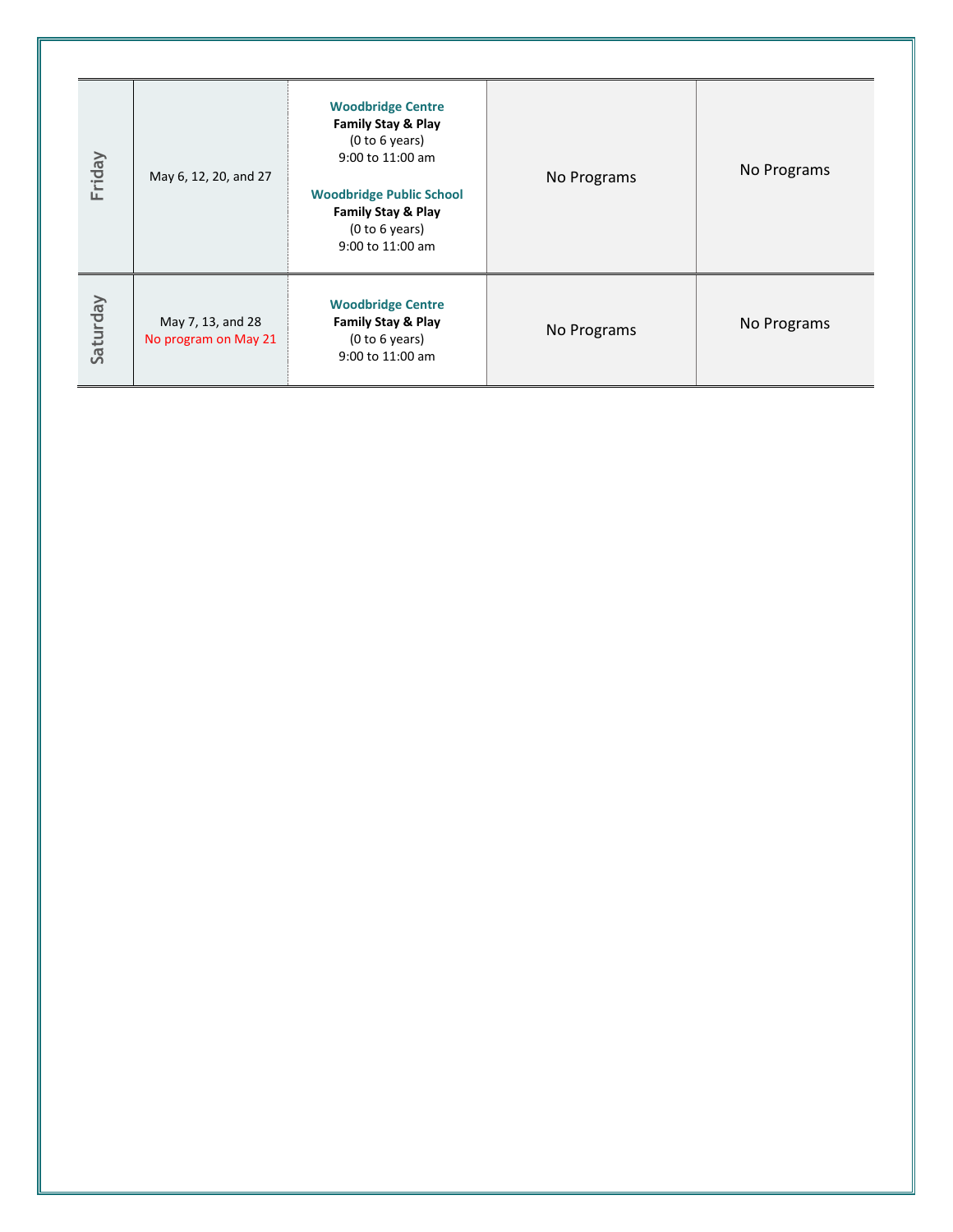| | | | | |
|---|---|---|---|---|
| Friday | May 6, 12, 20, and 27 | **Woodbridge Centre**<br>**Family Stay & Play**<br>(0 to 6 years)<br>9:00 to 11:00 am<br><br>**Woodbridge Public School**<br>**Family Stay & Play**<br>(0 to 6 years)<br>9:00 to 11:00 am | No Programs | No Programs |
| Saturday | May 7, 13, and 28<br>No program on May 21 | **Woodbridge Centre**<br>**Family Stay & Play**<br>(0 to 6 years)<br>9:00 to 11:00 am | No Programs | No Programs |